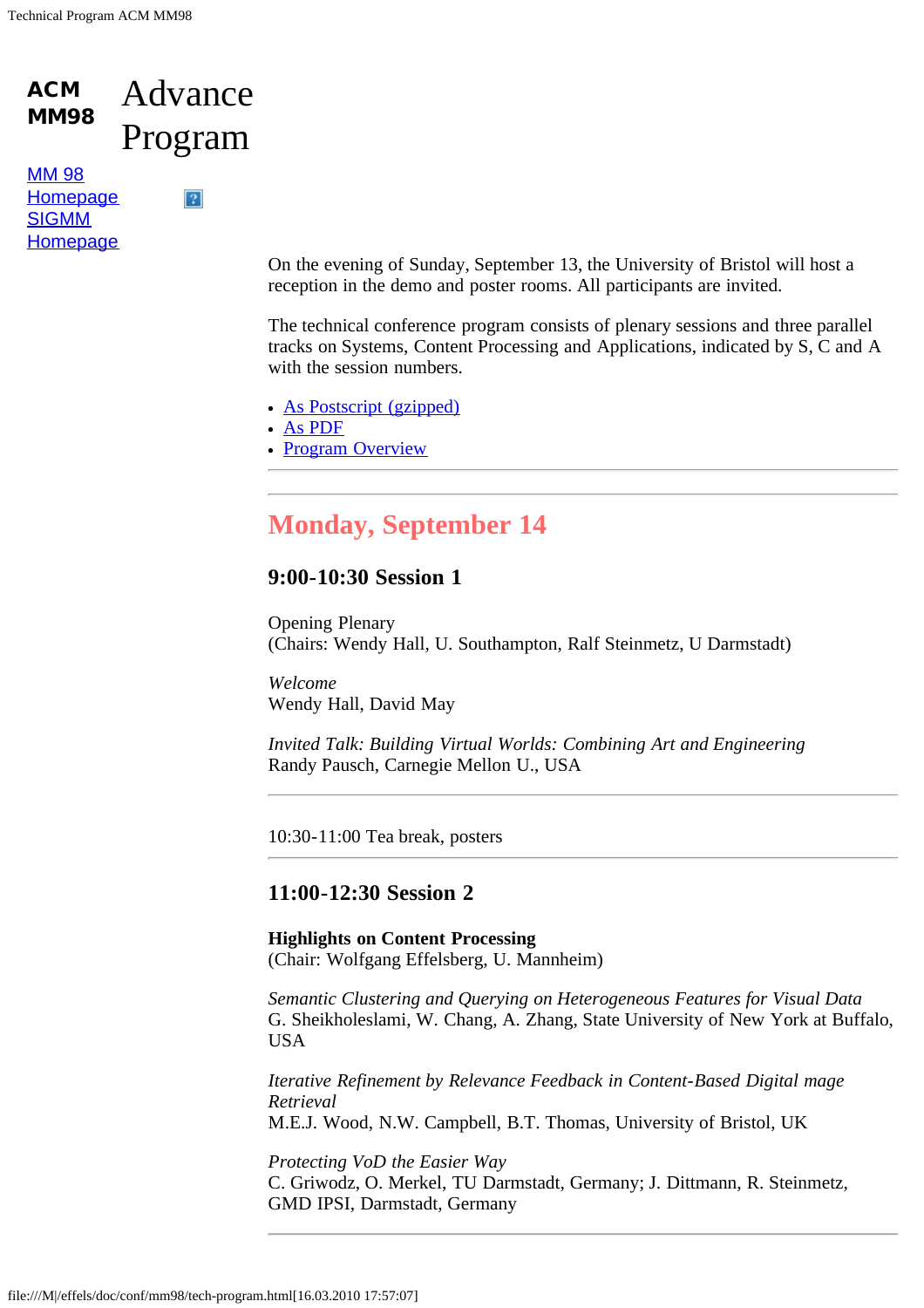**ACM MM98**

# Advance Program

[MM 98 Homepage](#)
[SIGMM Homepage](#)

On the evening of Sunday, September 13, the University of Bristol will host a reception in the demo and poster rooms. All participants are invited.

The technical conference program consists of plenary sessions and three parallel tracks on Systems, Content Processing and Applications, indicated by S, C and A with the session numbers.

- As Postscript (gzipped)
- As PDF
- Program Overview

---

## Monday, September 14

### 9:00-10:30 Session 1

Opening Plenary
(Chairs: Wendy Hall, U. Southampton, Ralf Steinmetz, U Darmstadt)

*Welcome*
Wendy Hall, David May

*Invited Talk: Building Virtual Worlds: Combining Art and Engineering*
Randy Pausch, Carnegie Mellon U., USA

---

10:30-11:00 Tea break, posters

---

### 11:00-12:30 Session 2

**Highlights on Content Processing**
(Chair: Wolfgang Effelsberg, U. Mannheim)

*Semantic Clustering and Querying on Heterogeneous Features for Visual Data*
G. Sheikholeslami, W. Chang, A. Zhang, State University of New York at Buffalo, USA

*Iterative Refinement by Relevance Feedback in Content-Based Digital mage Retrieval*
M.E.J. Wood, N.W. Campbell, B.T. Thomas, University of Bristol, UK

*Protecting VoD the Easier Way*
C. Griwodz, O. Merkel, TU Darmstadt, Germany; J. Dittmann, R. Steinmetz, GMD IPSI, Darmstadt, Germany

---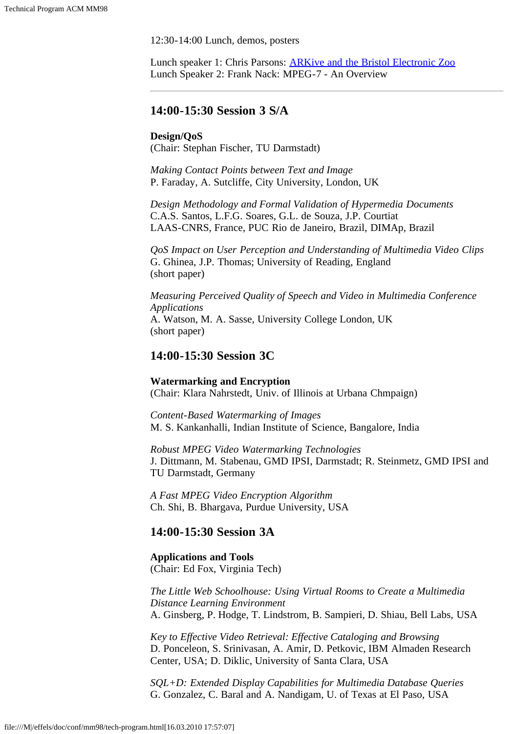12:30-14:00 Lunch, demos, posters

Lunch speaker 1: Chris Parsons: ARKive and the Bristol Electronic Zoo
Lunch Speaker 2: Frank Nack: MPEG-7 - An Overview

---

### 14:00-15:30 Session 3 S/A

**Design/QoS**
(Chair: Stephan Fischer, TU Darmstadt)

*Making Contact Points between Text and Image*
P. Faraday, A. Sutcliffe, City University, London, UK

*Design Methodology and Formal Validation of Hypermedia Documents*
C.A.S. Santos, L.F.G. Soares, G.L. de Souza, J.P. Courtiat
LAAS-CNRS, France, PUC Rio de Janeiro, Brazil, DIMAp, Brazil

*QoS Impact on User Perception and Understanding of Multimedia Video Clips*
G. Ghinea, J.P. Thomas; University of Reading, England
(short paper)

*Measuring Perceived Quality of Speech and Video in Multimedia Conference Applications*
A. Watson, M. A. Sasse, University College London, UK
(short paper)

### 14:00-15:30 Session 3C

**Watermarking and Encryption**
(Chair: Klara Nahrstedt, Univ. of Illinois at Urbana Chmpaign)

*Content-Based Watermarking of Images*
M. S. Kankanhalli, Indian Institute of Science, Bangalore, India

*Robust MPEG Video Watermarking Technologies*
J. Dittmann, M. Stabenau, GMD IPSI, Darmstadt; R. Steinmetz, GMD IPSI and TU Darmstadt, Germany

*A Fast MPEG Video Encryption Algorithm*
Ch. Shi, B. Bhargava, Purdue University, USA

### 14:00-15:30 Session 3A

**Applications and Tools**
(Chair: Ed Fox, Virginia Tech)

*The Little Web Schoolhouse: Using Virtual Rooms to Create a Multimedia Distance Learning Environment*
A. Ginsberg, P. Hodge, T. Lindstrom, B. Sampieri, D. Shiau, Bell Labs, USA

*Key to Effective Video Retrieval: Effective Cataloging and Browsing*
D. Ponceleon, S. Srinivasan, A. Amir, D. Petkovic, IBM Almaden Research Center, USA; D. Diklic, University of Santa Clara, USA

*SQL+D: Extended Display Capabilities for Multimedia Database Queries*
G. Gonzalez, C. Baral and A. Nandigam, U. of Texas at El Paso, USA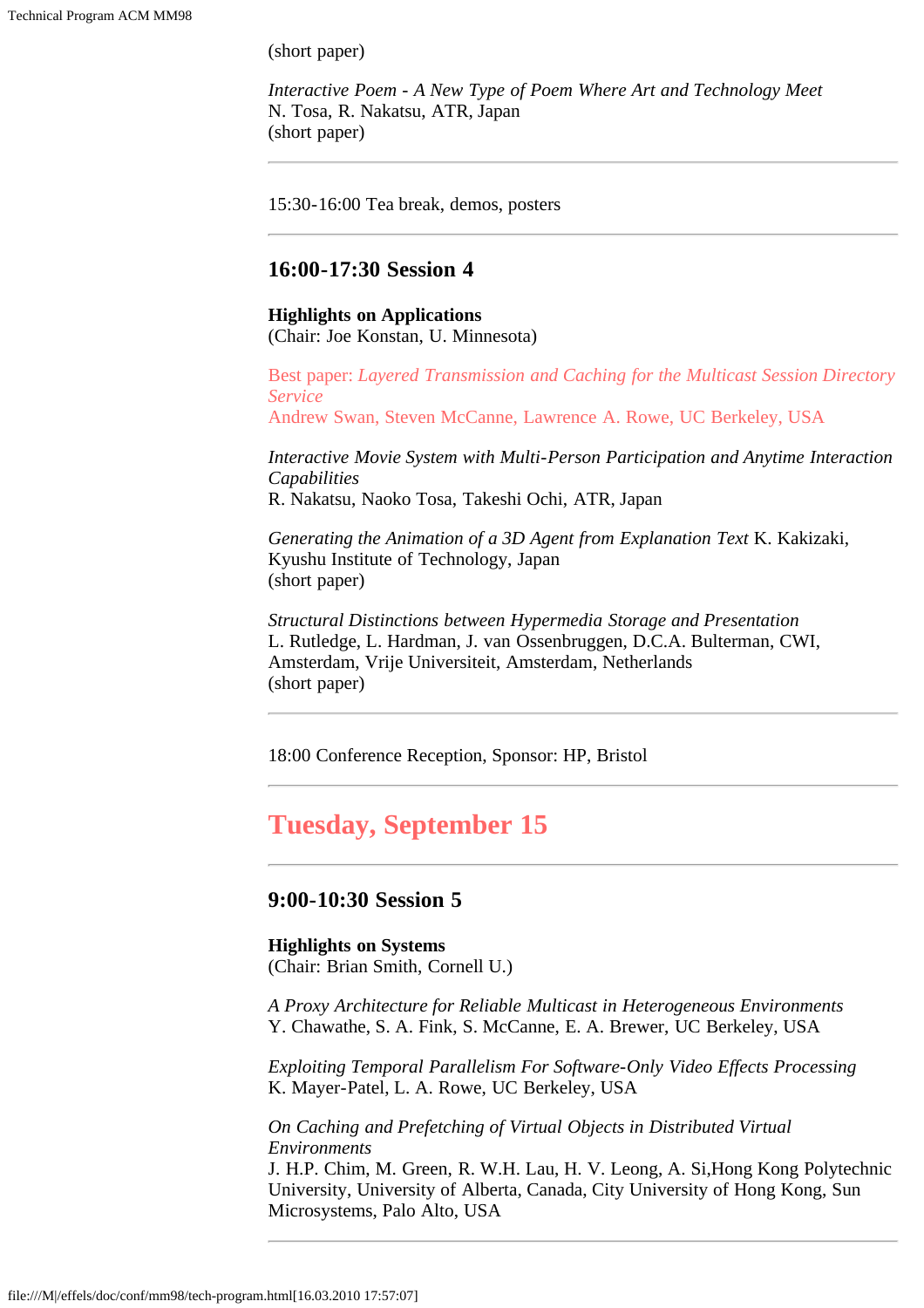(short paper)

*Interactive Poem - A New Type of Poem Where Art and Technology Meet*
N. Tosa, R. Nakatsu, ATR, Japan
(short paper)

---

15:30-16:00 Tea break, demos, posters

---

### 16:00-17:30 Session 4

**Highlights on Applications**
(Chair: Joe Konstan, U. Minnesota)

Best paper: *Layered Transmission and Caching for the Multicast Session Directory Service*
Andrew Swan, Steven McCanne, Lawrence A. Rowe, UC Berkeley, USA

*Interactive Movie System with Multi-Person Participation and Anytime Interaction Capabilities*
R. Nakatsu, Naoko Tosa, Takeshi Ochi, ATR, Japan

*Generating the Animation of a 3D Agent from Explanation Text* K. Kakizaki, Kyushu Institute of Technology, Japan
(short paper)

*Structural Distinctions between Hypermedia Storage and Presentation*
L. Rutledge, L. Hardman, J. van Ossenbruggen, D.C.A. Bulterman, CWI, Amsterdam, Vrije Universiteit, Amsterdam, Netherlands
(short paper)

---

18:00 Conference Reception, Sponsor: HP, Bristol

---

## Tuesday, September 15

---

### 9:00-10:30 Session 5

**Highlights on Systems**
(Chair: Brian Smith, Cornell U.)

*A Proxy Architecture for Reliable Multicast in Heterogeneous Environments*
Y. Chawathe, S. A. Fink, S. McCanne, E. A. Brewer, UC Berkeley, USA

*Exploiting Temporal Parallelism For Software-Only Video Effects Processing*
K. Mayer-Patel, L. A. Rowe, UC Berkeley, USA

*On Caching and Prefetching of Virtual Objects in Distributed Virtual Environments*
J. H.P. Chim, M. Green, R. W.H. Lau, H. V. Leong, A. Si,Hong Kong Polytechnic University, University of Alberta, Canada, City University of Hong Kong, Sun Microsystems, Palo Alto, USA

---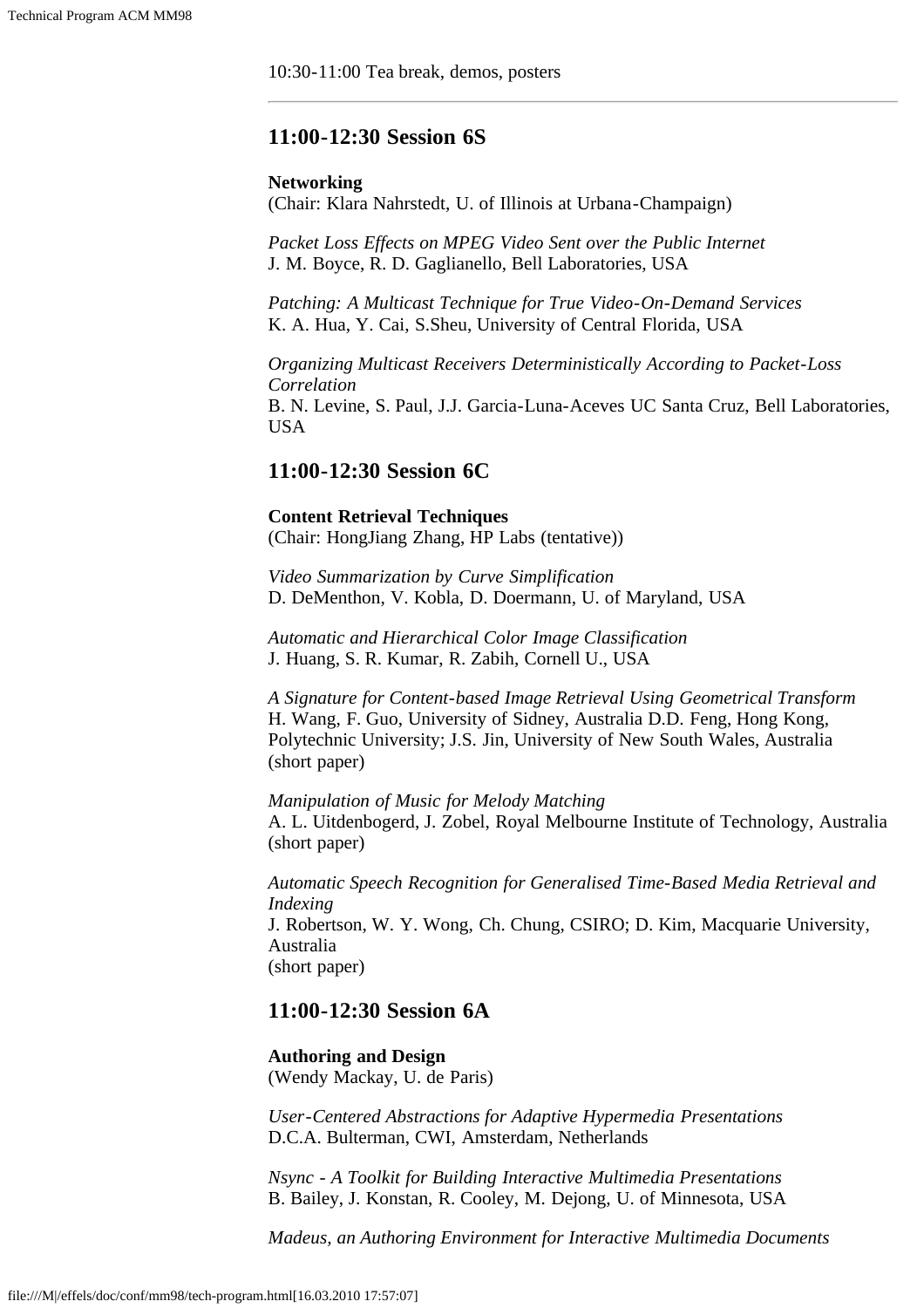10:30-11:00 Tea break, demos, posters

---

## 11:00-12:30 Session 6S

**Networking**
(Chair: Klara Nahrstedt, U. of Illinois at Urbana-Champaign)

*Packet Loss Effects on MPEG Video Sent over the Public Internet*
J. M. Boyce, R. D. Gaglianello, Bell Laboratories, USA

*Patching: A Multicast Technique for True Video-On-Demand Services*
K. A. Hua, Y. Cai, S.Sheu, University of Central Florida, USA

*Organizing Multicast Receivers Deterministically According to Packet-Loss Correlation*
B. N. Levine, S. Paul, J.J. Garcia-Luna-Aceves UC Santa Cruz, Bell Laboratories, USA

## 11:00-12:30 Session 6C

**Content Retrieval Techniques**
(Chair: HongJiang Zhang, HP Labs (tentative))

*Video Summarization by Curve Simplification*
D. DeMenthon, V. Kobla, D. Doermann, U. of Maryland, USA

*Automatic and Hierarchical Color Image Classification*
J. Huang, S. R. Kumar, R. Zabih, Cornell U., USA

*A Signature for Content-based Image Retrieval Using Geometrical Transform*
H. Wang, F. Guo, University of Sidney, Australia D.D. Feng, Hong Kong, Polytechnic University; J.S. Jin, University of New South Wales, Australia
(short paper)

*Manipulation of Music for Melody Matching*
A. L. Uitdenbogerd, J. Zobel, Royal Melbourne Institute of Technology, Australia
(short paper)

*Automatic Speech Recognition for Generalised Time-Based Media Retrieval and Indexing*
J. Robertson, W. Y. Wong, Ch. Chung, CSIRO; D. Kim, Macquarie University, Australia
(short paper)

## 11:00-12:30 Session 6A

**Authoring and Design**
(Wendy Mackay, U. de Paris)

*User-Centered Abstractions for Adaptive Hypermedia Presentations*
D.C.A. Bulterman, CWI, Amsterdam, Netherlands

*Nsync - A Toolkit for Building Interactive Multimedia Presentations*
B. Bailey, J. Konstan, R. Cooley, M. Dejong, U. of Minnesota, USA

*Madeus, an Authoring Environment for Interactive Multimedia Documents*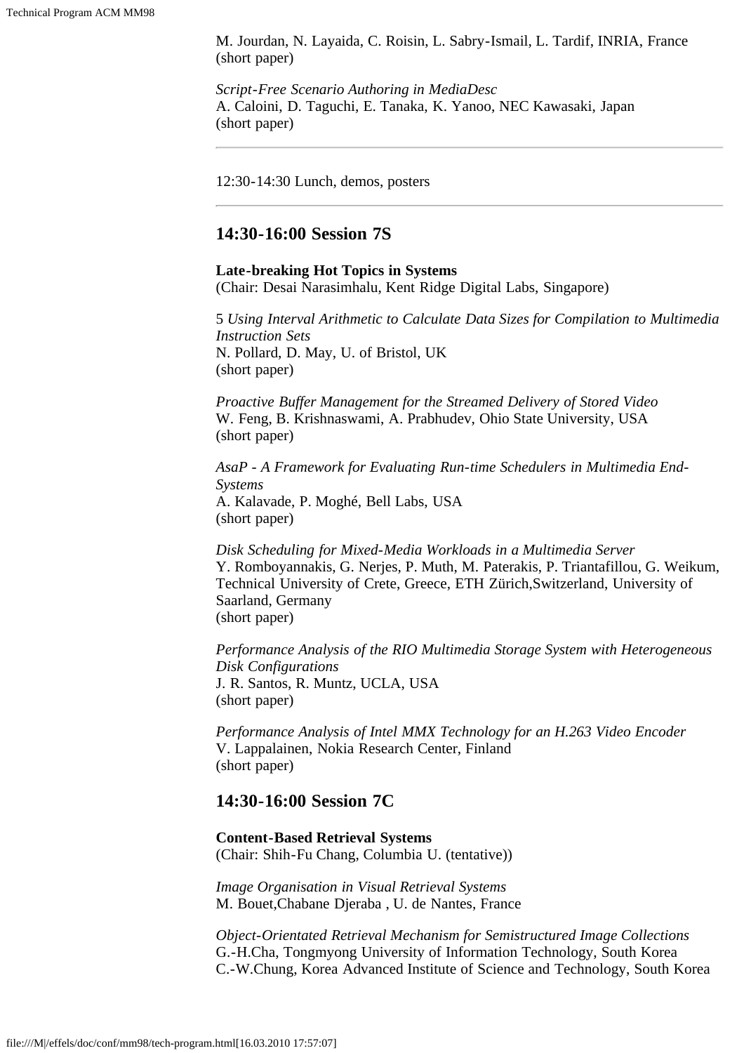M. Jourdan, N. Layaida, C. Roisin, L. Sabry-Ismail, L. Tardif, INRIA, France
(short paper)

*Script-Free Scenario Authoring in MediaDesc*
A. Caloini, D. Taguchi, E. Tanaka, K. Yanoo, NEC Kawasaki, Japan
(short paper)

---

12:30-14:30 Lunch, demos, posters

---

## 14:30-16:00 Session 7S

**Late-breaking Hot Topics in Systems**
(Chair: Desai Narasimhalu, Kent Ridge Digital Labs, Singapore)

5 *Using Interval Arithmetic to Calculate Data Sizes for Compilation to Multimedia Instruction Sets*
N. Pollard, D. May, U. of Bristol, UK
(short paper)

*Proactive Buffer Management for the Streamed Delivery of Stored Video*
W. Feng, B. Krishnaswami, A. Prabhudev, Ohio State University, USA
(short paper)

*AsaP - A Framework for Evaluating Run-time Schedulers in Multimedia End-Systems*
A. Kalavade, P. Moghé, Bell Labs, USA
(short paper)

*Disk Scheduling for Mixed-Media Workloads in a Multimedia Server*
Y. Romboyannakis, G. Nerjes, P. Muth, M. Paterakis, P. Triantafillou, G. Weikum, Technical University of Crete, Greece, ETH Zürich,Switzerland, University of Saarland, Germany
(short paper)

*Performance Analysis of the RIO Multimedia Storage System with Heterogeneous Disk Configurations*
J. R. Santos, R. Muntz, UCLA, USA
(short paper)

*Performance Analysis of Intel MMX Technology for an H.263 Video Encoder*
V. Lappalainen, Nokia Research Center, Finland
(short paper)

## 14:30-16:00 Session 7C

**Content-Based Retrieval Systems**
(Chair: Shih-Fu Chang, Columbia U. (tentative))

*Image Organisation in Visual Retrieval Systems*
M. Bouet,Chabane Djeraba , U. de Nantes, France

*Object-Orientated Retrieval Mechanism for Semistructured Image Collections*
G.-H.Cha, Tongmyong University of Information Technology, South Korea
C.-W.Chung, Korea Advanced Institute of Science and Technology, South Korea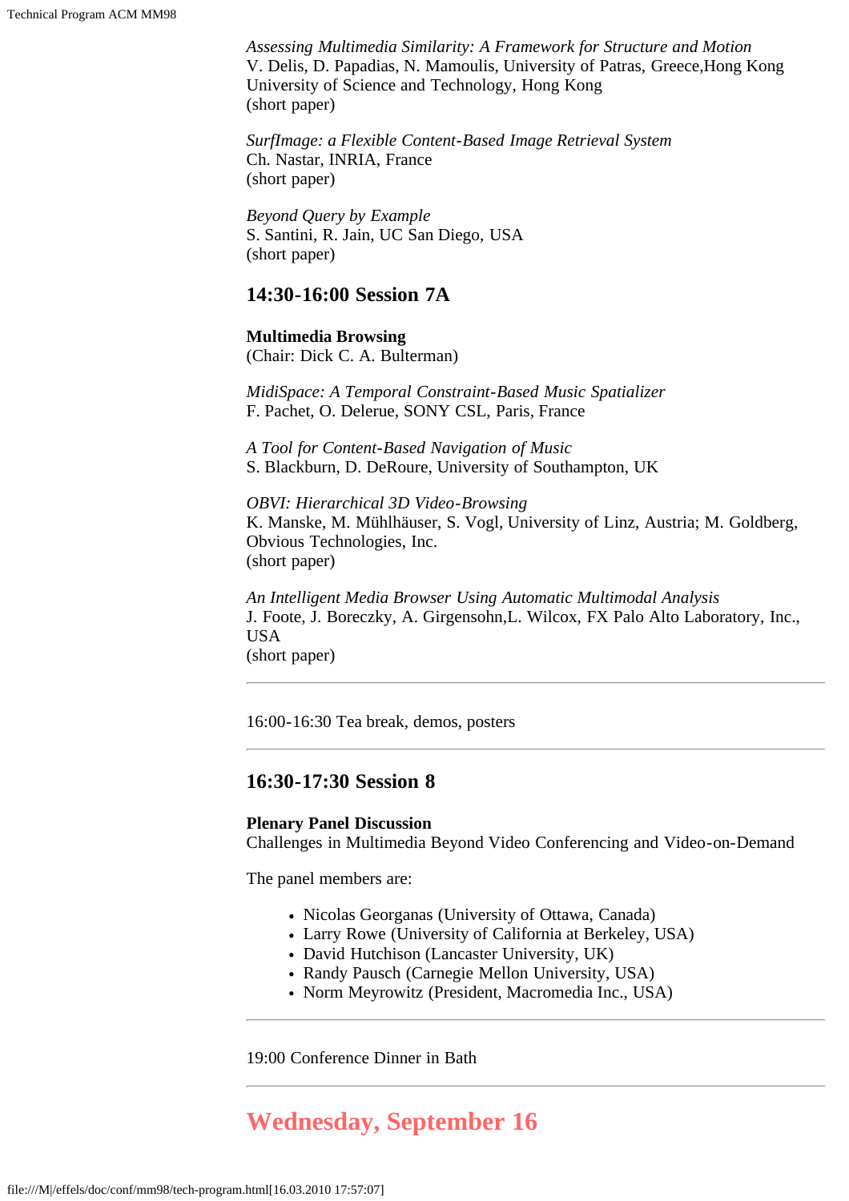*Assessing Multimedia Similarity: A Framework for Structure and Motion*
V. Delis, D. Papadias, N. Mamoulis, University of Patras, Greece,Hong Kong University of Science and Technology, Hong Kong
(short paper)

*SurfImage: a Flexible Content-Based Image Retrieval System*
Ch. Nastar, INRIA, France
(short paper)

*Beyond Query by Example*
S. Santini, R. Jain, UC San Diego, USA
(short paper)

### 14:30-16:00 Session 7A

**Multimedia Browsing**
(Chair: Dick C. A. Bulterman)

*MidiSpace: A Temporal Constraint-Based Music Spatializer*
F. Pachet, O. Delerue, SONY CSL, Paris, France

*A Tool for Content-Based Navigation of Music*
S. Blackburn, D. DeRoure, University of Southampton, UK

*OBVI: Hierarchical 3D Video-Browsing*
K. Manske, M. Mühlhäuser, S. Vogl, University of Linz, Austria; M. Goldberg, Obvious Technologies, Inc.
(short paper)

*An Intelligent Media Browser Using Automatic Multimodal Analysis*
J. Foote, J. Boreczky, A. Girgensohn,L. Wilcox, FX Palo Alto Laboratory, Inc., USA
(short paper)

---

16:00-16:30 Tea break, demos, posters

---

### 16:30-17:30 Session 8

**Plenary Panel Discussion**
Challenges in Multimedia Beyond Video Conferencing and Video-on-Demand

The panel members are:

- Nicolas Georganas (University of Ottawa, Canada)
- Larry Rowe (University of California at Berkeley, USA)
- David Hutchison (Lancaster University, UK)
- Randy Pausch (Carnegie Mellon University, USA)
- Norm Meyrowitz (President, Macromedia Inc., USA)

---

19:00 Conference Dinner in Bath

---

## Wednesday, September 16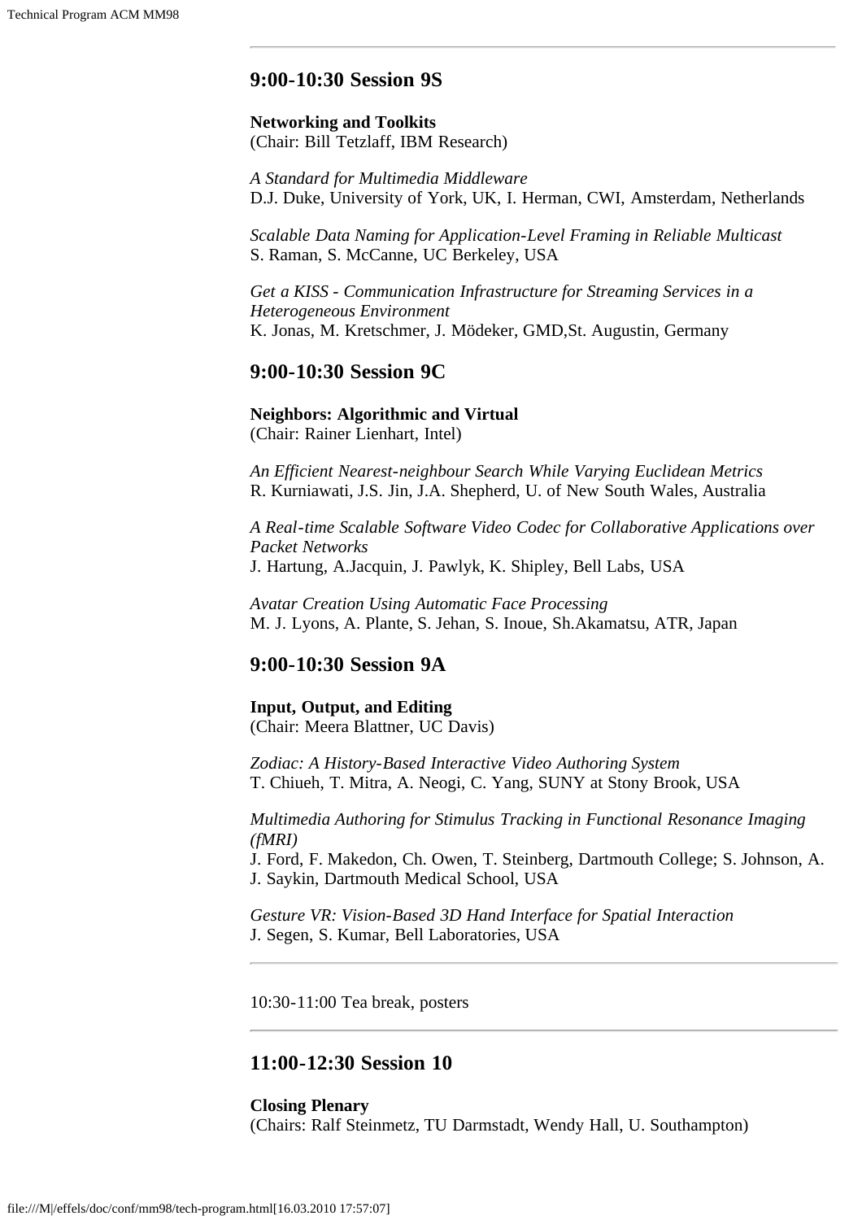---

## 9:00-10:30 Session 9S

**Networking and Toolkits**
(Chair: Bill Tetzlaff, IBM Research)

*A Standard for Multimedia Middleware*
D.J. Duke, University of York, UK, I. Herman, CWI, Amsterdam, Netherlands

*Scalable Data Naming for Application-Level Framing in Reliable Multicast*
S. Raman, S. McCanne, UC Berkeley, USA

*Get a KISS - Communication Infrastructure for Streaming Services in a Heterogeneous Environment*
K. Jonas, M. Kretschmer, J. Mödeker, GMD,St. Augustin, Germany

## 9:00-10:30 Session 9C

**Neighbors: Algorithmic and Virtual**
(Chair: Rainer Lienhart, Intel)

*An Efficient Nearest-neighbour Search While Varying Euclidean Metrics*
R. Kurniawati, J.S. Jin, J.A. Shepherd, U. of New South Wales, Australia

*A Real-time Scalable Software Video Codec for Collaborative Applications over Packet Networks*
J. Hartung, A.Jacquin, J. Pawlyk, K. Shipley, Bell Labs, USA

*Avatar Creation Using Automatic Face Processing*
M. J. Lyons, A. Plante, S. Jehan, S. Inoue, Sh.Akamatsu, ATR, Japan

## 9:00-10:30 Session 9A

**Input, Output, and Editing**
(Chair: Meera Blattner, UC Davis)

*Zodiac: A History-Based Interactive Video Authoring System*
T. Chiueh, T. Mitra, A. Neogi, C. Yang, SUNY at Stony Brook, USA

*Multimedia Authoring for Stimulus Tracking in Functional Resonance Imaging (fMRI)*
J. Ford, F. Makedon, Ch. Owen, T. Steinberg, Dartmouth College; S. Johnson, A. J. Saykin, Dartmouth Medical School, USA

*Gesture VR: Vision-Based 3D Hand Interface for Spatial Interaction*
J. Segen, S. Kumar, Bell Laboratories, USA

---

10:30-11:00 Tea break, posters

---

## 11:00-12:30 Session 10

**Closing Plenary**
(Chairs: Ralf Steinmetz, TU Darmstadt, Wendy Hall, U. Southampton)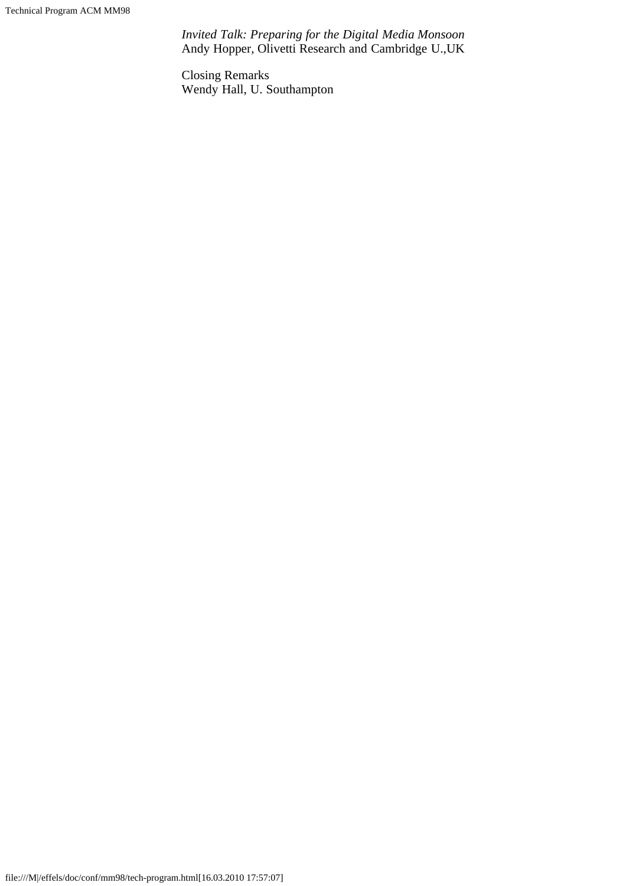*Invited Talk: Preparing for the Digital Media Monsoon*
Andy Hopper, Olivetti Research and Cambridge U.,UK

Closing Remarks
Wendy Hall, U. Southampton